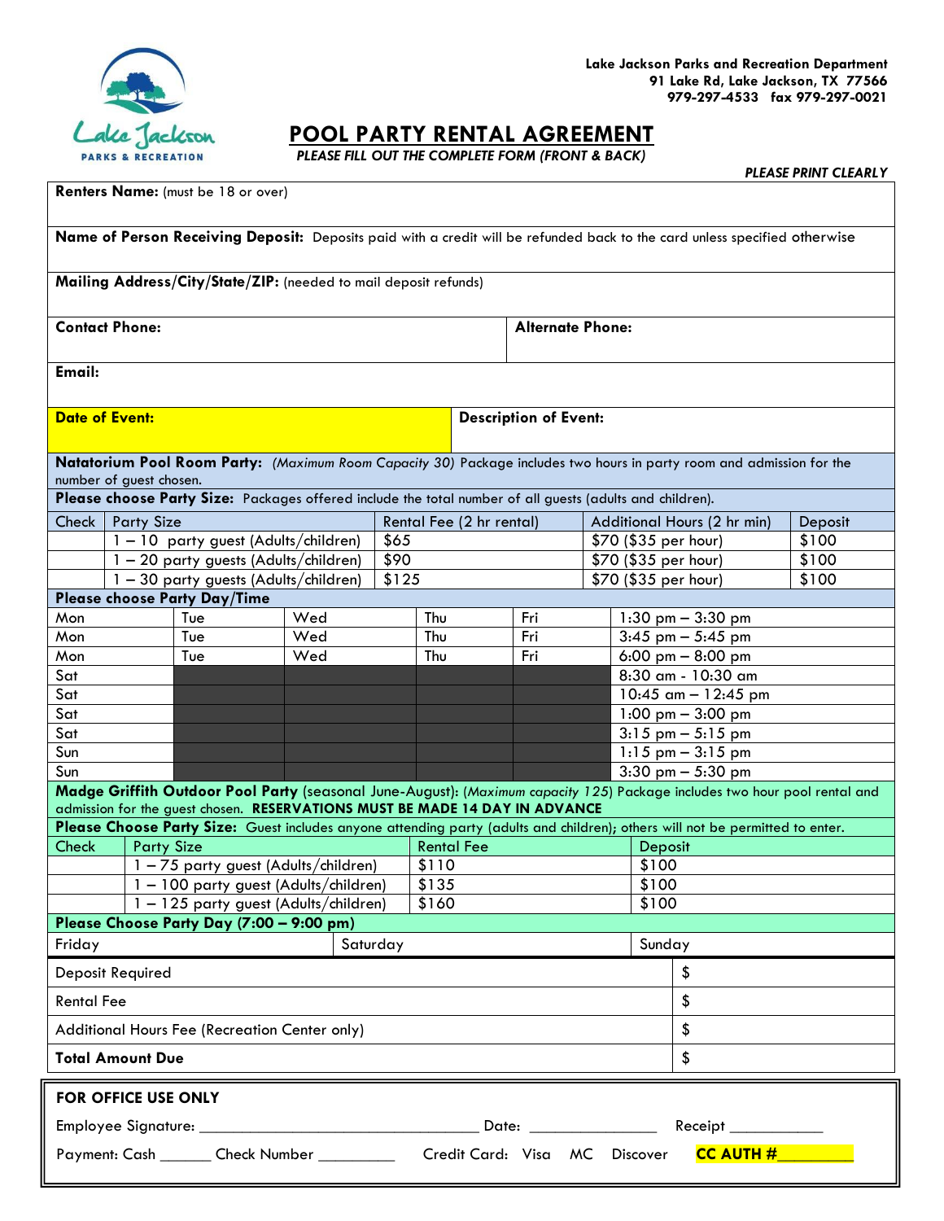Lake Jackson Parks and Recreation Department
91 Lake Rd, Lake Jackson, TX 77566
979-297-4533 fax 979-297-0021

# POOL PARTY RENTAL AGREEMENT

*PLEASE FILL OUT THE COMPLETE FORM (FRONT & BACK)*

*PLEASE PRINT CLEARLY*

**Renters Name:** (must be 18 or over)

**Name of Person Receiving Deposit:** Deposits paid with a credit will be refunded back to the card unless specified otherwise

**Mailing Address/City/State/ZIP:** (needed to mail deposit refunds)

**Contact Phone:** | **Alternate Phone:**

**Email:**

**Date of Event:** | **Description of Event:**

**Natatorium Pool Room Party:** *(Maximum Room Capacity 30)* Package includes two hours in party room and admission for the number of guest chosen.

**Please choose Party Size:** Packages offered include the total number of all guests (adults and children).

| Check | Party Size | Rental Fee (2 hr rental) | Additional Hours (2 hr min) | Deposit |
|---|---|---|---|---|
| | 1 – 10 party guest (Adults/children) | $65 | $70 ($35 per hour) | $100 |
| | 1 – 20 party guests (Adults/children) | $90 | $70 ($35 per hour) | $100 |
| | 1 – 30 party guests (Adults/children) | $125 | $70 ($35 per hour) | $100 |

**Please choose Party Day/Time**

| | | | | | |
|---|---|---|---|---|---|
| Mon | Tue | Wed | Thu | Fri | 1:30 pm – 3:30 pm |
| Mon | Tue | Wed | Thu | Fri | 3:45 pm – 5:45 pm |
| Mon | Tue | Wed | Thu | Fri | 6:00 pm – 8:00 pm |
| Sat | | | | | 8:30 am - 10:30 am |
| Sat | | | | | 10:45 am – 12:45 pm |
| Sat | | | | | 1:00 pm – 3:00 pm |
| Sat | | | | | 3:15 pm – 5:15 pm |
| Sun | | | | | 1:15 pm – 3:15 pm |
| Sun | | | | | 3:30 pm – 5:30 pm |

**Madge Griffith Outdoor Pool Party** (seasonal June-August): (*Maximum capacity 125*) Package includes two hour pool rental and admission for the guest chosen. **RESERVATIONS MUST BE MADE 14 DAY IN ADVANCE**

**Please Choose Party Size:** Guest includes anyone attending party (adults and children); others will not be permitted to enter.

| Check | Party Size | Rental Fee | Deposit |
|---|---|---|---|
| | 1 – 75 party guest (Adults/children) | $110 | $100 |
| | 1 – 100 party guest (Adults/children) | $135 | $100 |
| | 1 – 125 party guest (Adults/children) | $160 | $100 |

**Please Choose Party Day (7:00 – 9:00 pm)**

| | | |
|---|---|---|
| Friday | Saturday | Sunday |

| | |
|---|---|
| Deposit Required | $ |
| Rental Fee | $ |
| Additional Hours Fee (Recreation Center only) | $ |
| **Total Amount Due** | $ |

**FOR OFFICE USE ONLY**

Employee Signature: ______________________________ Date: ______________ Receipt __________

Payment: Cash ______ Check Number _________ Credit Card: Visa MC Discover **CC AUTH #________**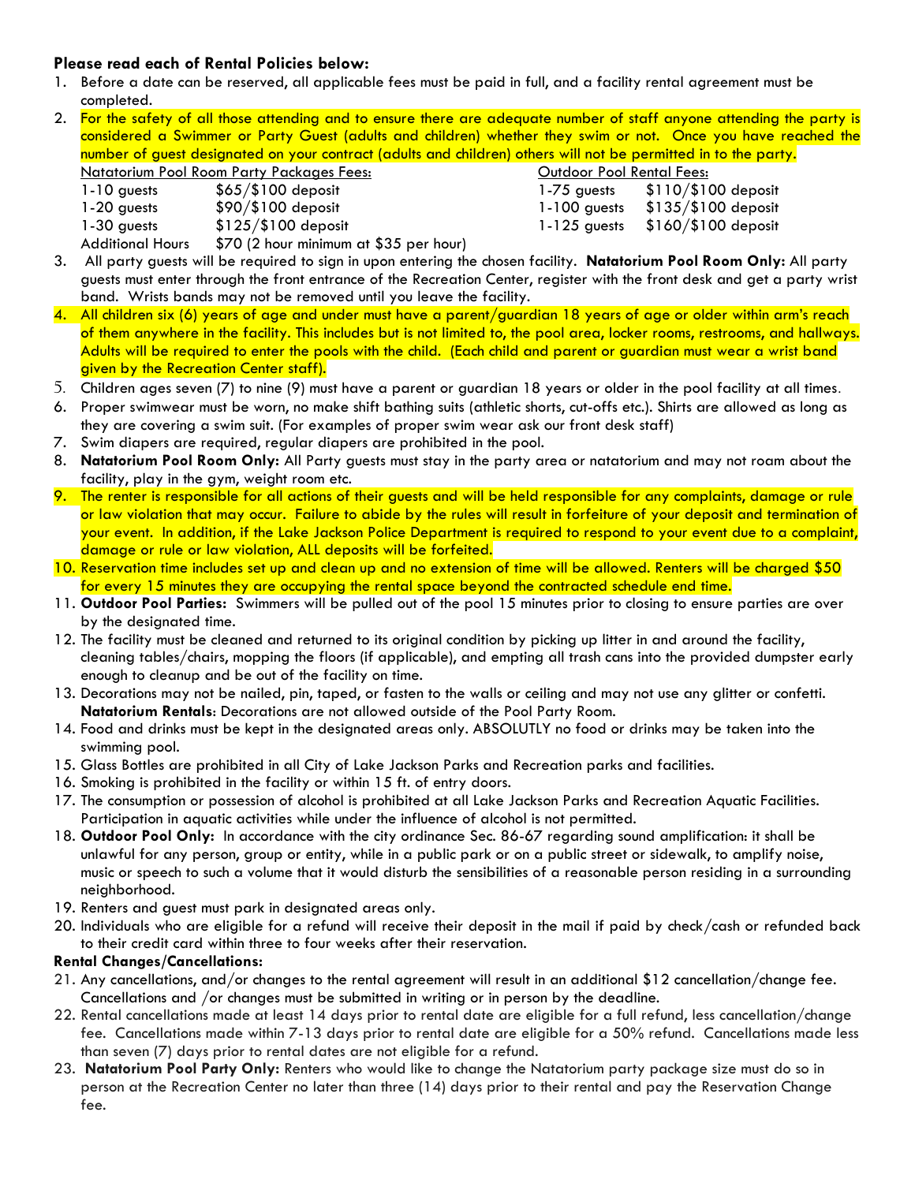**Please read each of Rental Policies below:**

1. Before a date can be reserved, all applicable fees must be paid in full, and a facility rental agreement must be completed.
2. For the safety of all those attending and to ensure there are adequate number of staff anyone attending the party is considered a Swimmer or Party Guest (adults and children) whether they swim or not. Once you have reached the number of guest designated on your contract (adults and children) others will not be permitted in to the party.

| Natatorium Pool Room Party Packages Fees: | | Outdoor Pool Rental Fees: | |
|---|---|---|---|
| 1-10 guests | $65/$100 deposit | 1-75 guests | $110/$100 deposit |
| 1-20 guests | $90/$100 deposit | 1-100 guests | $135/$100 deposit |
| 1-30 guests | $125/$100 deposit | 1-125 guests | $160/$100 deposit |
| Additional Hours | $70 (2 hour minimum at $35 per hour) | | |

3. All party guests will be required to sign in upon entering the chosen facility. **Natatorium Pool Room Only:** All party guests must enter through the front entrance of the Recreation Center, register with the front desk and get a party wrist band. Wrists bands may not be removed until you leave the facility.
4. All children six (6) years of age and under must have a parent/guardian 18 years of age or older within arm's reach of them anywhere in the facility. This includes but is not limited to, the pool area, locker rooms, restrooms, and hallways. Adults will be required to enter the pools with the child. (Each child and parent or guardian must wear a wrist band given by the Recreation Center staff).
5. Children ages seven (7) to nine (9) must have a parent or guardian 18 years or older in the pool facility at all times.
6. Proper swimwear must be worn, no make shift bathing suits (athletic shorts, cut-offs etc.). Shirts are allowed as long as they are covering a swim suit. (For examples of proper swim wear ask our front desk staff)
7. Swim diapers are required, regular diapers are prohibited in the pool.
8. **Natatorium Pool Room Only:** All Party guests must stay in the party area or natatorium and may not roam about the facility, play in the gym, weight room etc.
9. The renter is responsible for all actions of their guests and will be held responsible for any complaints, damage or rule or law violation that may occur. Failure to abide by the rules will result in forfeiture of your deposit and termination of your event. In addition, if the Lake Jackson Police Department is required to respond to your event due to a complaint, damage or rule or law violation, ALL deposits will be forfeited.
10. Reservation time includes set up and clean up and no extension of time will be allowed. Renters will be charged $50 for every 15 minutes they are occupying the rental space beyond the contracted schedule end time.
11. **Outdoor Pool Parties:** Swimmers will be pulled out of the pool 15 minutes prior to closing to ensure parties are over by the designated time.
12. The facility must be cleaned and returned to its original condition by picking up litter in and around the facility, cleaning tables/chairs, mopping the floors (if applicable), and empting all trash cans into the provided dumpster early enough to cleanup and be out of the facility on time.
13. Decorations may not be nailed, pin, taped, or fasten to the walls or ceiling and may not use any glitter or confetti. **Natatorium Rentals**: Decorations are not allowed outside of the Pool Party Room.
14. Food and drinks must be kept in the designated areas only. ABSOLUTLY no food or drinks may be taken into the swimming pool.
15. Glass Bottles are prohibited in all City of Lake Jackson Parks and Recreation parks and facilities.
16. Smoking is prohibited in the facility or within 15 ft. of entry doors.
17. The consumption or possession of alcohol is prohibited at all Lake Jackson Parks and Recreation Aquatic Facilities. Participation in aquatic activities while under the influence of alcohol is not permitted.
18. **Outdoor Pool Only:** In accordance with the city ordinance Sec. 86-67 regarding sound amplification: it shall be unlawful for any person, group or entity, while in a public park or on a public street or sidewalk, to amplify noise, music or speech to such a volume that it would disturb the sensibilities of a reasonable person residing in a surrounding neighborhood.
19. Renters and guest must park in designated areas only.
20. Individuals who are eligible for a refund will receive their deposit in the mail if paid by check/cash or refunded back to their credit card within three to four weeks after their reservation.

**Rental Changes/Cancellations:**

21. Any cancellations, and/or changes to the rental agreement will result in an additional $12 cancellation/change fee. Cancellations and /or changes must be submitted in writing or in person by the deadline.
22. Rental cancellations made at least 14 days prior to rental date are eligible for a full refund, less cancellation/change fee. Cancellations made within 7-13 days prior to rental date are eligible for a 50% refund. Cancellations made less than seven (7) days prior to rental dates are not eligible for a refund.
23. **Natatorium Pool Party Only:** Renters who would like to change the Natatorium party package size must do so in person at the Recreation Center no later than three (14) days prior to their rental and pay the Reservation Change fee.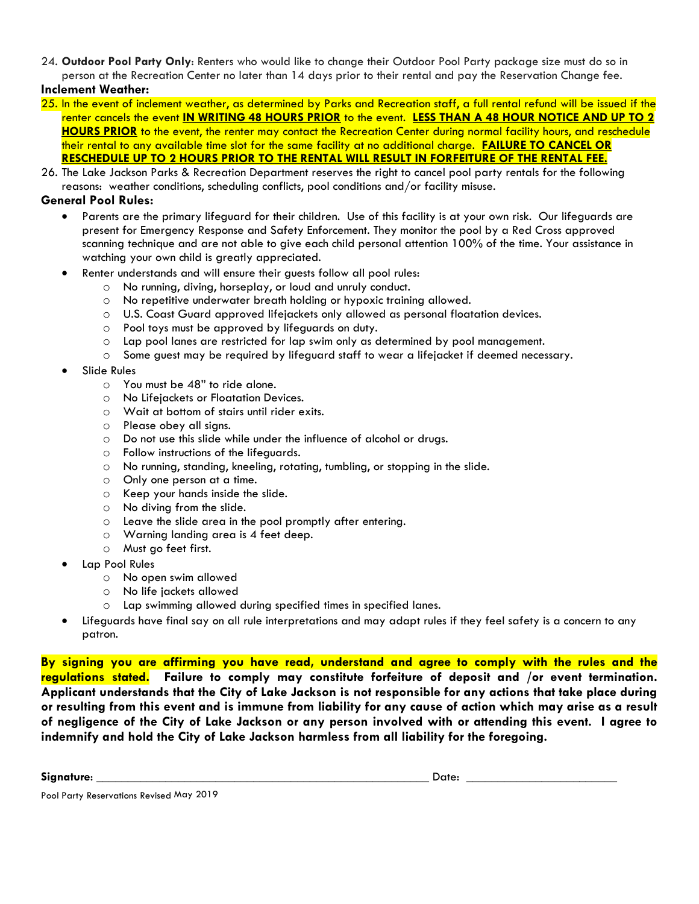24. **Outdoor Pool Party Only**: Renters who would like to change their Outdoor Pool Party package size must do so in person at the Recreation Center no later than 14 days prior to their rental and pay the Reservation Change fee.

**Inclement Weather:**

25. In the event of inclement weather, as determined by Parks and Recreation staff, a full rental refund will be issued if the renter cancels the event **IN WRITING 48 HOURS PRIOR** to the event. **LESS THAN A 48 HOUR NOTICE AND UP TO 2 HOURS PRIOR** to the event, the renter may contact the Recreation Center during normal facility hours, and reschedule their rental to any available time slot for the same facility at no additional charge. **FAILURE TO CANCEL OR RESCHEDULE UP TO 2 HOURS PRIOR TO THE RENTAL WILL RESULT IN FORFEITURE OF THE RENTAL FEE.**
26. The Lake Jackson Parks & Recreation Department reserves the right to cancel pool party rentals for the following reasons: weather conditions, scheduling conflicts, pool conditions and/or facility misuse.

**General Pool Rules:**

- Parents are the primary lifeguard for their children. Use of this facility is at your own risk. Our lifeguards are present for Emergency Response and Safety Enforcement. They monitor the pool by a Red Cross approved scanning technique and are not able to give each child personal attention 100% of the time. Your assistance in watching your own child is greatly appreciated.
- Renter understands and will ensure their guests follow all pool rules:
  - No running, diving, horseplay, or loud and unruly conduct.
  - No repetitive underwater breath holding or hypoxic training allowed.
  - U.S. Coast Guard approved lifejackets only allowed as personal floatation devices.
  - Pool toys must be approved by lifeguards on duty.
  - Lap pool lanes are restricted for lap swim only as determined by pool management.
  - Some guest may be required by lifeguard staff to wear a lifejacket if deemed necessary.
- Slide Rules
  - You must be 48" to ride alone.
  - No Lifejackets or Floatation Devices.
  - Wait at bottom of stairs until rider exits.
  - Please obey all signs.
  - Do not use this slide while under the influence of alcohol or drugs.
  - Follow instructions of the lifeguards.
  - No running, standing, kneeling, rotating, tumbling, or stopping in the slide.
  - Only one person at a time.
  - Keep your hands inside the slide.
  - No diving from the slide.
  - Leave the slide area in the pool promptly after entering.
  - Warning landing area is 4 feet deep.
  - Must go feet first.
- Lap Pool Rules
  - No open swim allowed
  - No life jackets allowed
  - Lap swimming allowed during specified times in specified lanes.
- Lifeguards have final say on all rule interpretations and may adapt rules if they feel safety is a concern to any patron.

**By signing you are affirming you have read, understand and agree to comply with the rules and the regulations stated. Failure to comply may constitute forfeiture of deposit and /or event termination. Applicant understands that the City of Lake Jackson is not responsible for any actions that take place during or resulting from this event and is immune from liability for any cause of action which may arise as a result of negligence of the City of Lake Jackson or any person involved with or attending this event. I agree to indemnify and hold the City of Lake Jackson harmless from all liability for the foregoing.**

**Signature:** \_\_\_\_\_\_\_\_\_\_\_\_\_\_\_\_\_\_\_\_\_\_\_\_\_\_\_\_\_\_\_\_\_\_\_\_\_\_\_\_\_\_\_\_\_\_\_\_\_\_\_\_ Date: \_\_\_\_\_\_\_\_\_\_\_\_\_\_\_\_\_\_\_\_\_\_\_\_

Pool Party Reservations Revised May 2019